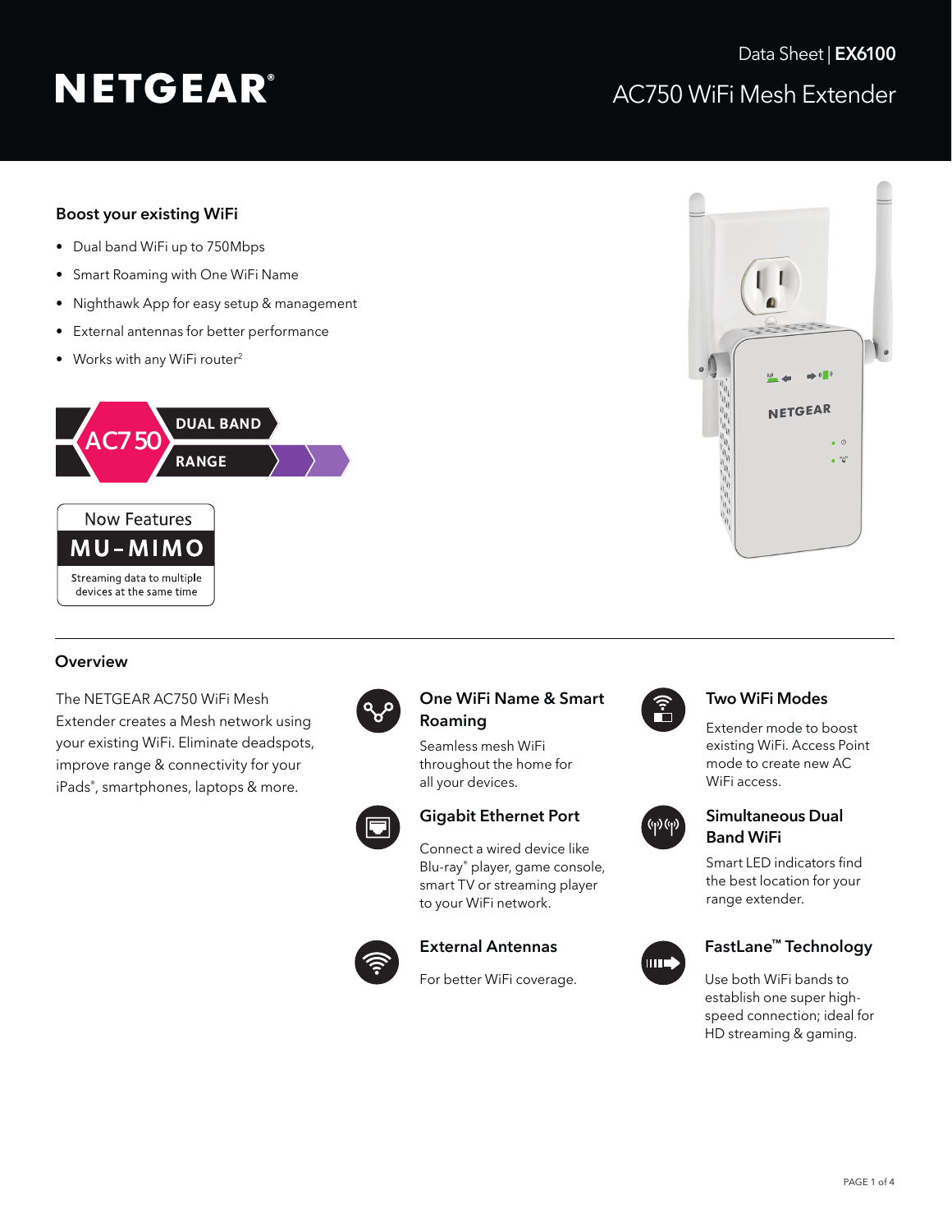NETGEAR®

Data Sheet | **EX6100**

# AC750 WiFi Mesh Extender

## Boost your existing WiFi

- Dual band WiFi up to 750Mbps
- Smart Roaming with One WiFi Name
- Nighthawk App for easy setup & management
- External antennas for better performance
- Works with any WiFi router[2]

AC750 DUAL BAND RANGE

Now Features **MU-MIMO**
Streaming data to multiple devices at the same time

## Overview

The NETGEAR AC750 WiFi Mesh Extender creates a Mesh network using your existing WiFi. Eliminate deadspots, improve range & connectivity for your iPads®, smartphones, laptops & more.

### One WiFi Name & Smart Roaming

Seamless mesh WiFi throughout the home for all your devices.

### Gigabit Ethernet Port

Connect a wired device like Blu-ray® player, game console, smart TV or streaming player to your WiFi network.

### External Antennas

For better WiFi coverage.

### Two WiFi Modes

Extender mode to boost existing WiFi. Access Point mode to create new AC WiFi access.

### Simultaneous Dual Band WiFi

Smart LED indicators find the best location for your range extender.

### FastLane™ Technology

Use both WiFi bands to establish one super high-speed connection; ideal for HD streaming & gaming.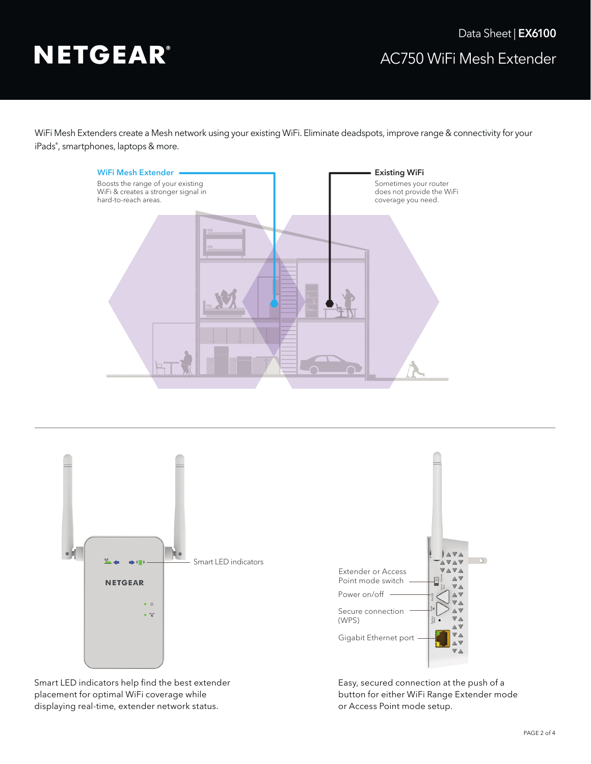# NETGEAR

Data Sheet | **EX6100**

## AC750 WiFi Mesh Extender

WiFi Mesh Extenders create a Mesh network using your existing WiFi. Eliminate deadspots, improve range & connectivity for your iPads®, smartphones, laptops & more.

**WiFi Mesh Extender**
Boosts the range of your existing WiFi & creates a stronger signal in hard-to-reach areas.

**Existing WiFi**
Sometimes your router does not provide the WiFi coverage you need.

---

Smart LED indicators

Smart LED indicators help find the best extender placement for optimal WiFi coverage while displaying real-time, extender network status.

Extender or Access Point mode switch

Power on/off

Secure connection (WPS)

Gigabit Ethernet port

Easy, secured connection at the push of a button for either WiFi Range Extender mode or Access Point mode setup.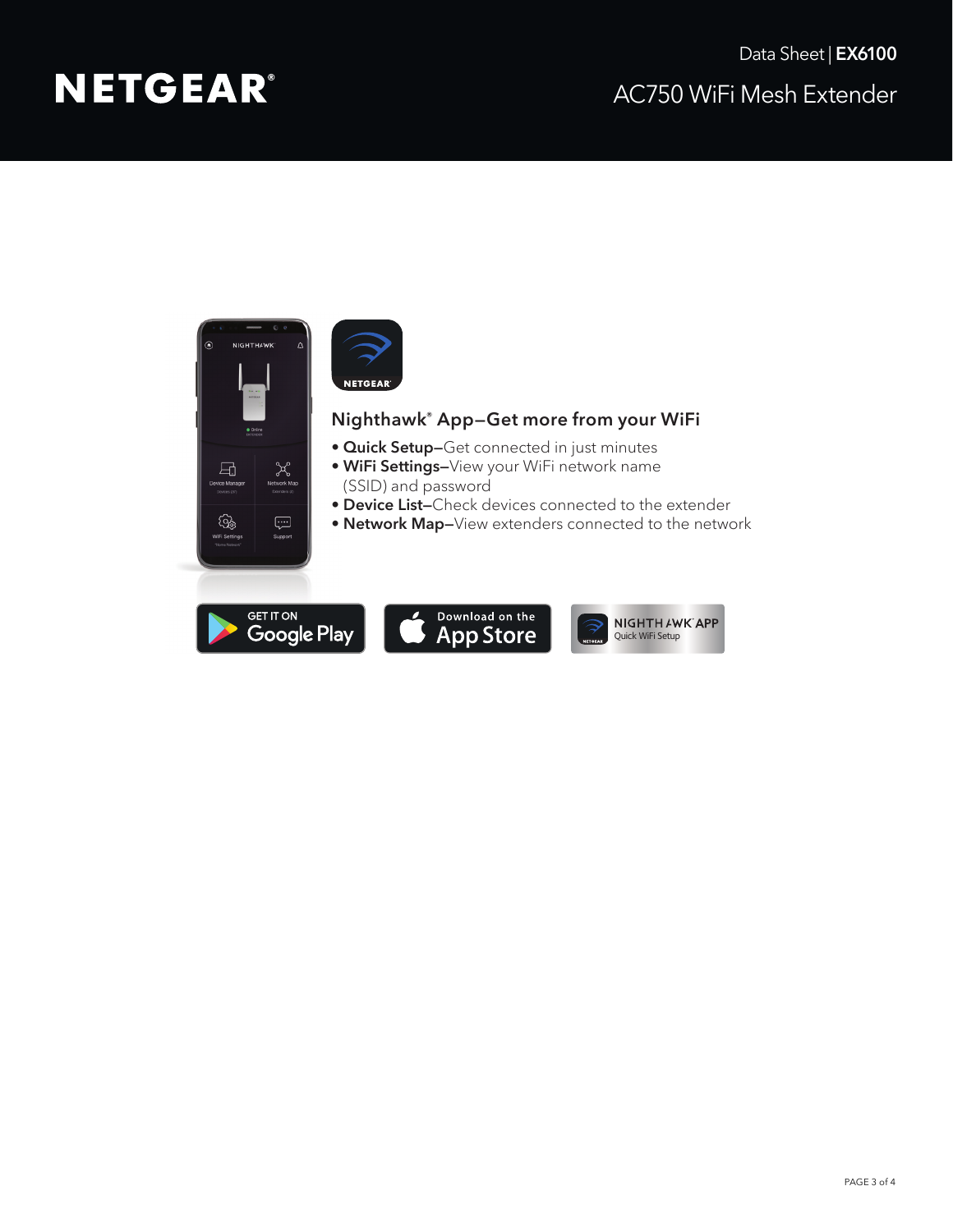## Nighthawk® App—Get more from your WiFi

- **Quick Setup–**Get connected in just minutes
- **WiFi Settings–**View your WiFi network name (SSID) and password
- **Device List–**Check devices connected to the extender
- **Network Map–**View extenders connected to the network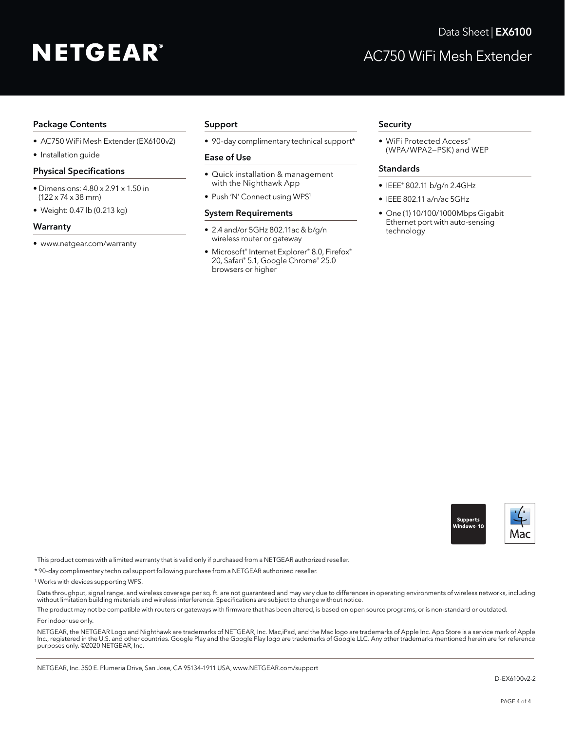Data Sheet | **EX6100**

# AC750 WiFi Mesh Extender

## Package Contents

- AC750 WiFi Mesh Extender (EX6100v2)
- Installation guide

## Physical Specifications

- Dimensions: 4.80 x 2.91 x 1.50 in (122 x 74 x 38 mm)
- Weight: 0.47 lb (0.213 kg)

## Warranty

- www.netgear.com/warranty

## Support

- 90-day complimentary technical support*

## Ease of Use

- Quick installation & management with the Nighthawk App
- Push 'N' Connect using WPS[1]

## System Requirements

- 2.4 and/or 5GHz 802.11ac & b/g/n wireless router or gateway
- Microsoft® Internet Explorer® 8.0, Firefox® 20, Safari® 5.1, Google Chrome® 25.0 browsers or higher

## Security

- WiFi Protected Access® (WPA/WPA2—PSK) and WEP

## Standards

- IEEE® 802.11 b/g/n 2.4GHz
- IEEE 802.11 a/n/ac 5GHz
- One (1) 10/100/1000Mbps Gigabit Ethernet port with auto-sensing technology

Supports Windows® 10

Mac

This product comes with a limited warranty that is valid only if purchased from a NETGEAR authorized reseller.

* 90-day complimentary technical support following purchase from a NETGEAR authorized reseller.

[1] Works with devices supporting WPS.

Data throughput, signal range, and wireless coverage per sq. ft. are not guaranteed and may vary due to differences in operating environments of wireless networks, including without limitation building materials and wireless interference. Specifications are subject to change without notice.

The product may not be compatible with routers or gateways with firmware that has been altered, is based on open source programs, or is non-standard or outdated.

For indoor use only.

NETGEAR, the NETGEAR Logo and Nighthawk are trademarks of NETGEAR, Inc. Mac,iPad, and the Mac logo are trademarks of Apple Inc. App Store is a service mark of Apple Inc., registered in the U.S. and other countries. Google Play and the Google Play logo are trademarks of Google LLC. Any other trademarks mentioned herein are for reference purposes only. ©2020 NETGEAR, Inc.

NETGEAR, Inc. 350 E. Plumeria Drive, San Jose, CA 95134-1911 USA, www.NETGEAR.com/support

D-EX6100v2-2